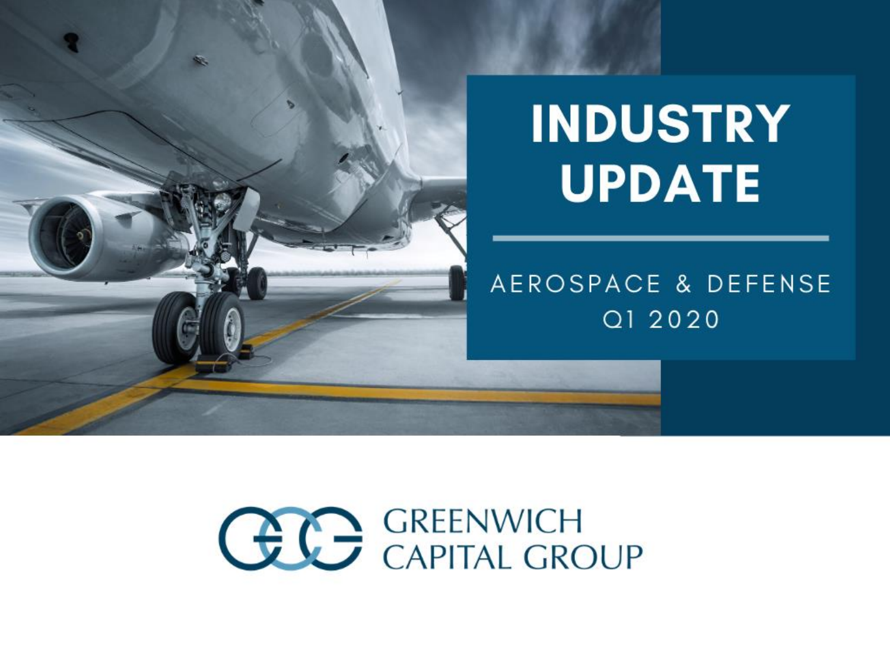# INDUSTRY UPDATE

AEROSPACE & DEFENSE

Q1 2020

GREENWICH CAPITAL GROUP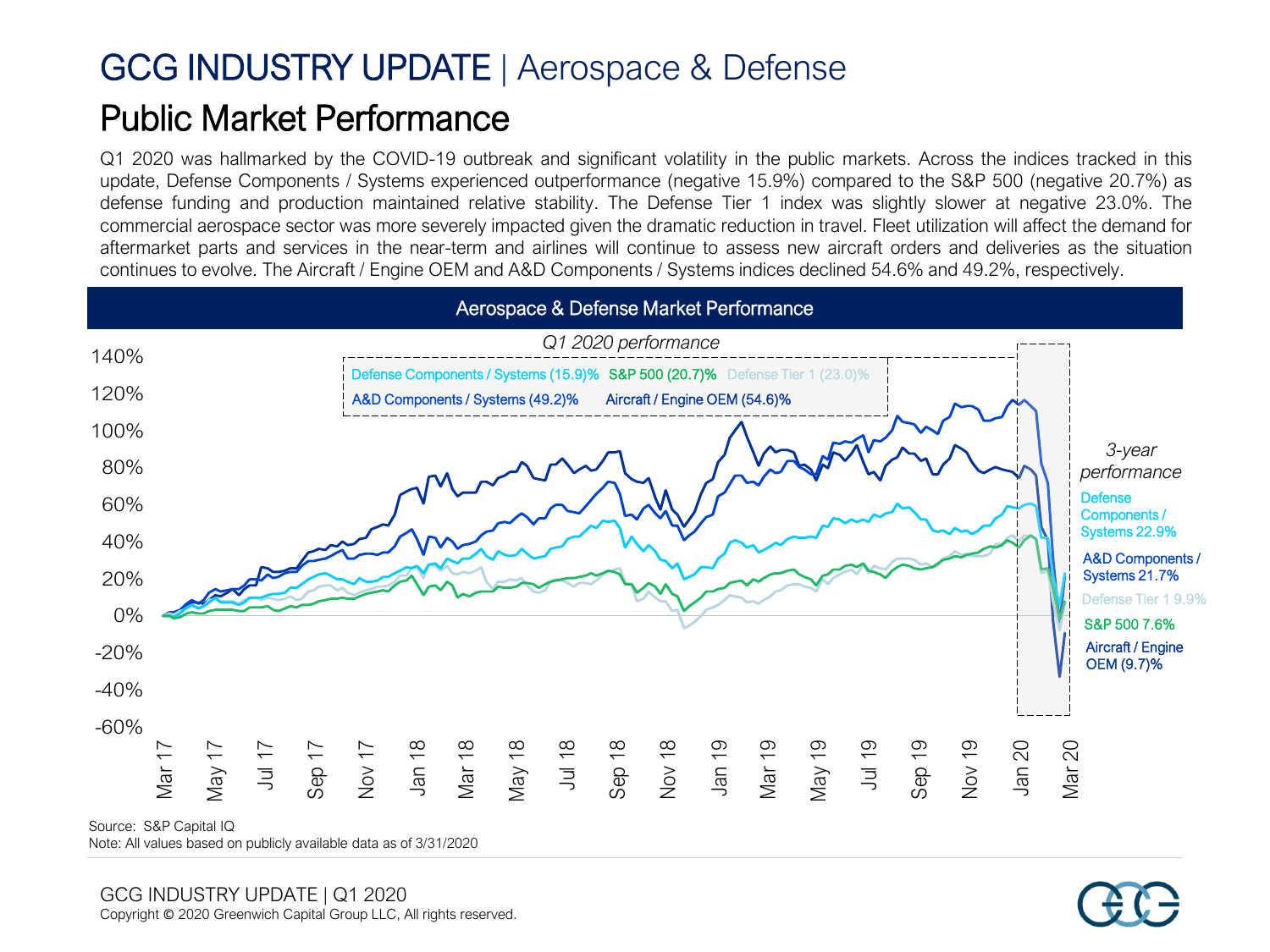# GCG INDUSTRY UPDATE | Aerospace & Defense

## Public Market Performance

Q1 2020 was hallmarked by the COVID-19 outbreak and significant volatility in the public markets. Across the indices tracked in this update, Defense Components / Systems experienced outperformance (negative 15.9%) compared to the S&P 500 (negative 20.7%) as defense funding and production maintained relative stability. The Defense Tier 1 index was slightly slower at negative 23.0%. The commercial aerospace sector was more severely impacted given the dramatic reduction in travel. Fleet utilization will affect the demand for aftermarket parts and services in the near-term and airlines will continue to assess new aircraft orders and deliveries as the situation continues to evolve. The Aircraft / Engine OEM and A&D Components / Systems indices declined 54.6% and 49.2%, respectively.

### Aerospace & Defense Market Performance

*Q1 2020 performance*

Defense Components / Systems (15.9)% S&P 500 (20.7)% Defense Tier 1 (23.0)%
A&D Components / Systems (49.2)% Aircraft / Engine OEM (54.6)%

*3-year performance*

- Defense Components / Systems 22.9%
- A&D Components / Systems 21.7%
- Defense Tier 1 9.9%
- S&P 500 7.6%
- Aircraft / Engine OEM (9.7)%

Source: S&P Capital IQ
Note: All values based on publicly available data as of 3/31/2020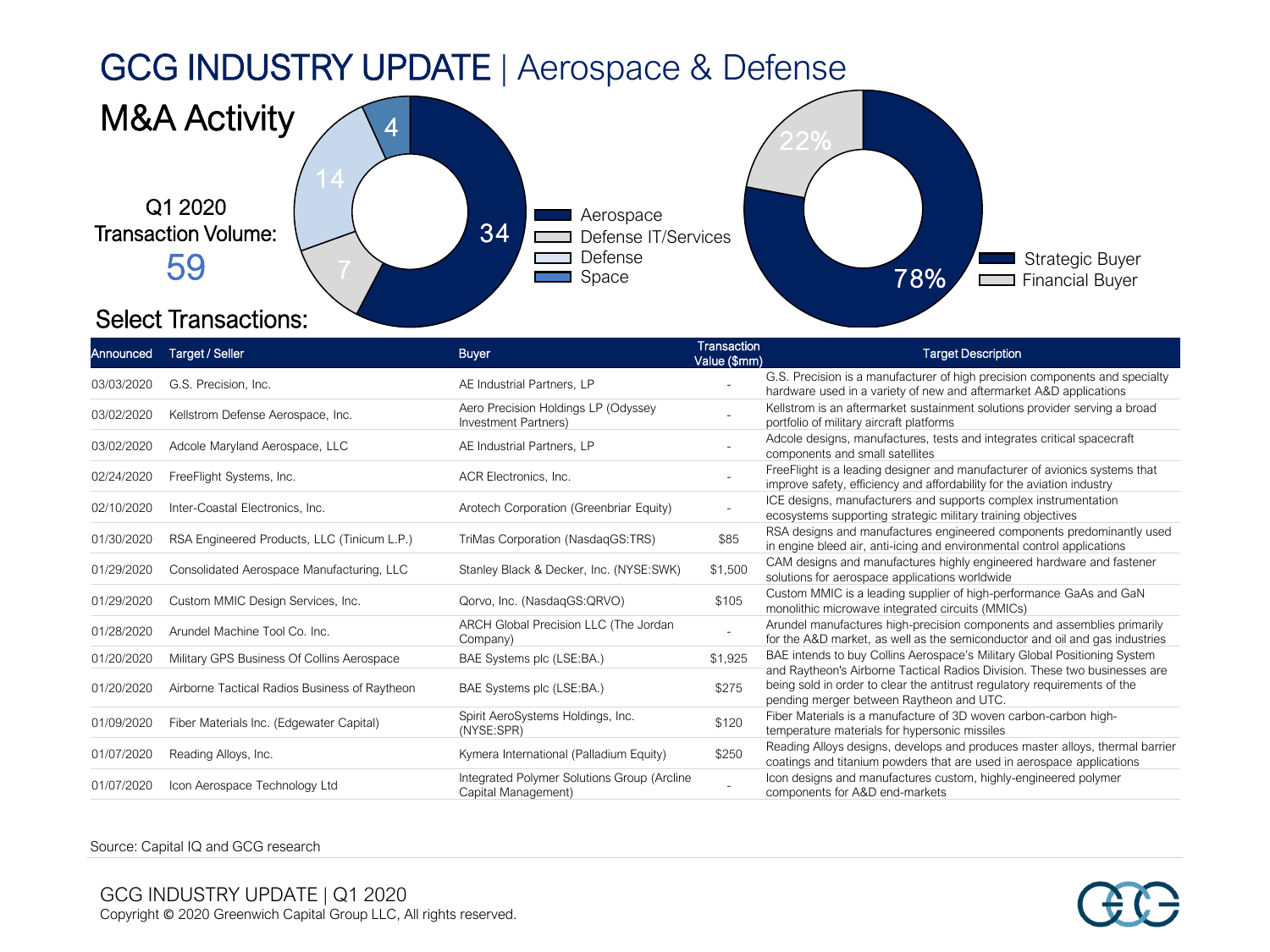# GCG INDUSTRY UPDATE | Aerospace & Defense

## M&A Activity

Q1 2020 Transaction Volume: 59

| Category | Count |
|---|---|
| Aerospace | 34 |
| Defense IT/Services | 7 |
| Defense | 14 |
| Space | 4 |

| Buyer Type | Share |
|---|---|
| Strategic Buyer | 78% |
| Financial Buyer | 22% |

### Select Transactions:

| Announced | Target / Seller | Buyer | Transaction Value ($mm) | Target Description |
|---|---|---|---|---|
| 03/03/2020 | G.S. Precision, Inc. | AE Industrial Partners, LP | - | G.S. Precision is a manufacturer of high precision components and specialty hardware used in a variety of new and aftermarket A&D applications |
| 03/02/2020 | Kellstrom Defense Aerospace, Inc. | Aero Precision Holdings LP (Odyssey Investment Partners) | - | Kellstrom is an aftermarket sustainment solutions provider serving a broad portfolio of military aircraft platforms |
| 03/02/2020 | Adcole Maryland Aerospace, LLC | AE Industrial Partners, LP | - | Adcole designs, manufactures, tests and integrates critical spacecraft components and small satellites |
| 02/24/2020 | FreeFlight Systems, Inc. | ACR Electronics, Inc. | - | FreeFlight is a leading designer and manufacturer of avionics systems that improve safety, efficiency and affordability for the aviation industry |
| 02/10/2020 | Inter-Coastal Electronics, Inc. | Arotech Corporation (Greenbriar Equity) | - | ICE designs, manufacturers and supports complex instrumentation ecosystems supporting strategic military training objectives |
| 01/30/2020 | RSA Engineered Products, LLC (Tinicum L.P.) | TriMas Corporation (NasdaqGS:TRS) | $85 | RSA designs and manufactures engineered components predominantly used in engine bleed air, anti-icing and environmental control applications |
| 01/29/2020 | Consolidated Aerospace Manufacturing, LLC | Stanley Black & Decker, Inc. (NYSE:SWK) | $1,500 | CAM designs and manufactures highly engineered hardware and fastener solutions for aerospace applications worldwide |
| 01/29/2020 | Custom MMIC Design Services, Inc. | Qorvo, Inc. (NasdaqGS:QRVO) | $105 | Custom MMIC is a leading supplier of high-performance GaAs and GaN monolithic microwave integrated circuits (MMICs) |
| 01/28/2020 | Arundel Machine Tool Co. Inc. | ARCH Global Precision LLC (The Jordan Company) | - | Arundel manufactures high-precision components and assemblies primarily for the A&D market, as well as the semiconductor and oil and gas industries |
| 01/20/2020 | Military GPS Business Of Collins Aerospace | BAE Systems plc (LSE:BA.) | $1,925 | BAE intends to buy Collins Aerospace's Military Global Positioning System and Raytheon's Airborne Tactical Radios Division. These two businesses are being sold in order to clear the antitrust regulatory requirements of the pending merger between Raytheon and UTC. |
| 01/20/2020 | Airborne Tactical Radios Business of Raytheon | BAE Systems plc (LSE:BA.) | $275 | |
| 01/09/2020 | Fiber Materials Inc. (Edgewater Capital) | Spirit AeroSystems Holdings, Inc. (NYSE:SPR) | $120 | Fiber Materials is a manufacture of 3D woven carbon-carbon high-temperature materials for hypersonic missiles |
| 01/07/2020 | Reading Alloys, Inc. | Kymera International (Palladium Equity) | $250 | Reading Alloys designs, develops and produces master alloys, thermal barrier coatings and titanium powders that are used in aerospace applications |
| 01/07/2020 | Icon Aerospace Technology Ltd | Integrated Polymer Solutions Group (Arcline Capital Management) | - | Icon designs and manufactures custom, highly-engineered polymer components for A&D end-markets |

Source: Capital IQ and GCG research

GCG INDUSTRY UPDATE | Q1 2020
Copyright © 2020 Greenwich Capital Group LLC, All rights reserved.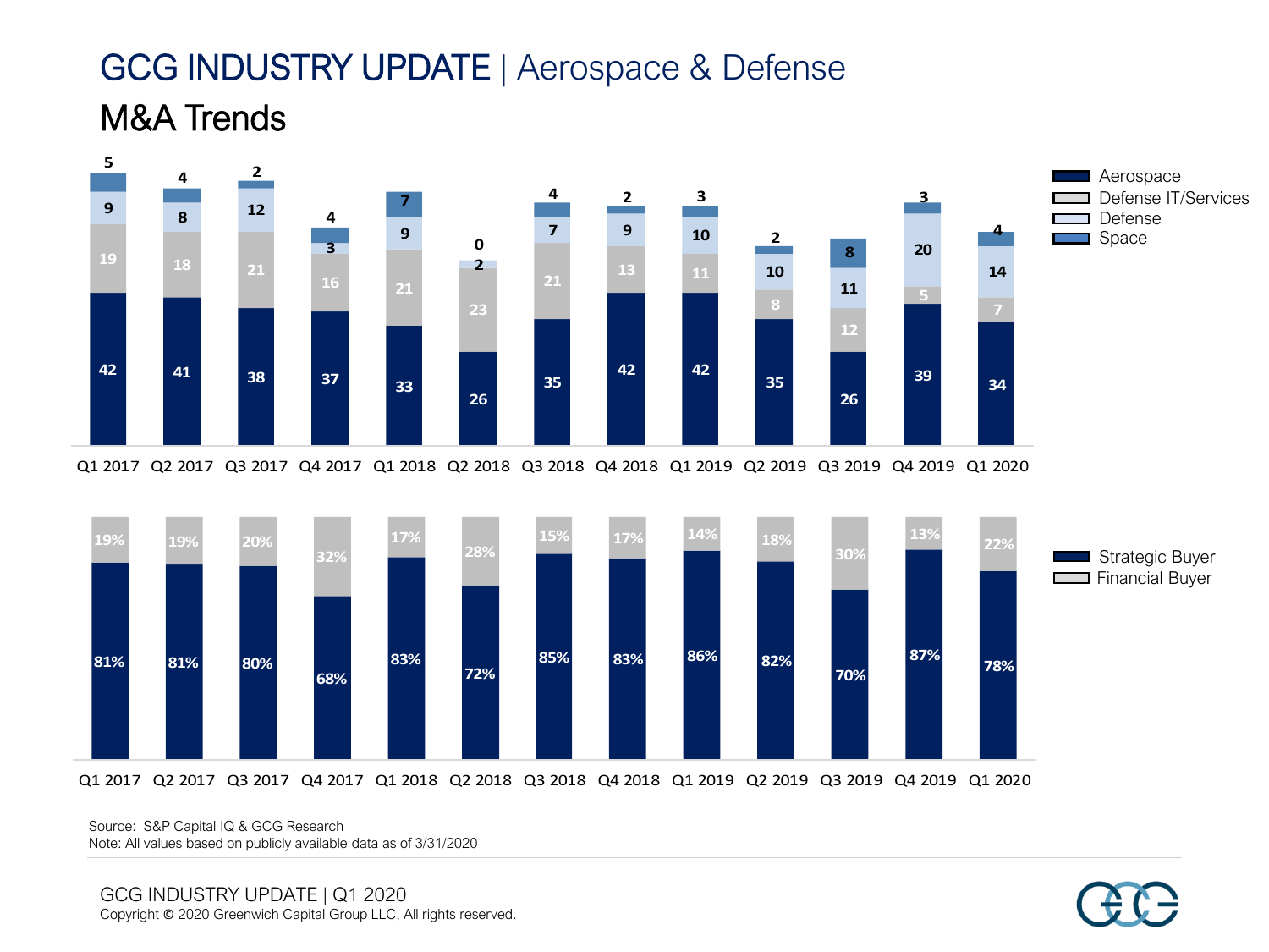# GCG INDUSTRY UPDATE | Aerospace & Defense

## M&A Trends

| Quarter | Aerospace | Defense IT/Services | Defense | Space |
|---|---|---|---|---|
| Q1 2017 | 42 | 19 | 9 | 5 |
| Q2 2017 | 41 | 18 | 8 | 4 |
| Q3 2017 | 38 | 21 | 12 | 2 |
| Q4 2017 | 37 | 16 | 3 | 4 |
| Q1 2018 | 33 | 21 | 9 | 7 |
| Q2 2018 | 26 | 23 | 2 | 0 |
| Q3 2018 | 35 | 21 | 7 | 4 |
| Q4 2018 | 42 | 13 | 9 | 2 |
| Q1 2019 | 42 | 11 | 10 | 3 |
| Q2 2019 | 35 | 8 | 10 | 2 |
| Q3 2019 | 26 | 12 | 11 | 8 |
| Q4 2019 | 39 | 5 | 20 | 3 |
| Q1 2020 | 34 | 7 | 14 | 4 |

| Quarter | Strategic Buyer | Financial Buyer |
|---|---|---|
| Q1 2017 | 81% | 19% |
| Q2 2017 | 81% | 19% |
| Q3 2017 | 80% | 20% |
| Q4 2017 | 68% | 32% |
| Q1 2018 | 83% | 17% |
| Q2 2018 | 72% | 28% |
| Q3 2018 | 85% | 15% |
| Q4 2018 | 83% | 17% |
| Q1 2019 | 86% | 14% |
| Q2 2019 | 82% | 18% |
| Q3 2019 | 70% | 30% |
| Q4 2019 | 87% | 13% |
| Q1 2020 | 78% | 22% |

Source: S&P Capital IQ & GCG Research
Note: All values based on publicly available data as of 3/31/2020

GCG INDUSTRY UPDATE | Q1 2020
Copyright © 2020 Greenwich Capital Group LLC, All rights reserved.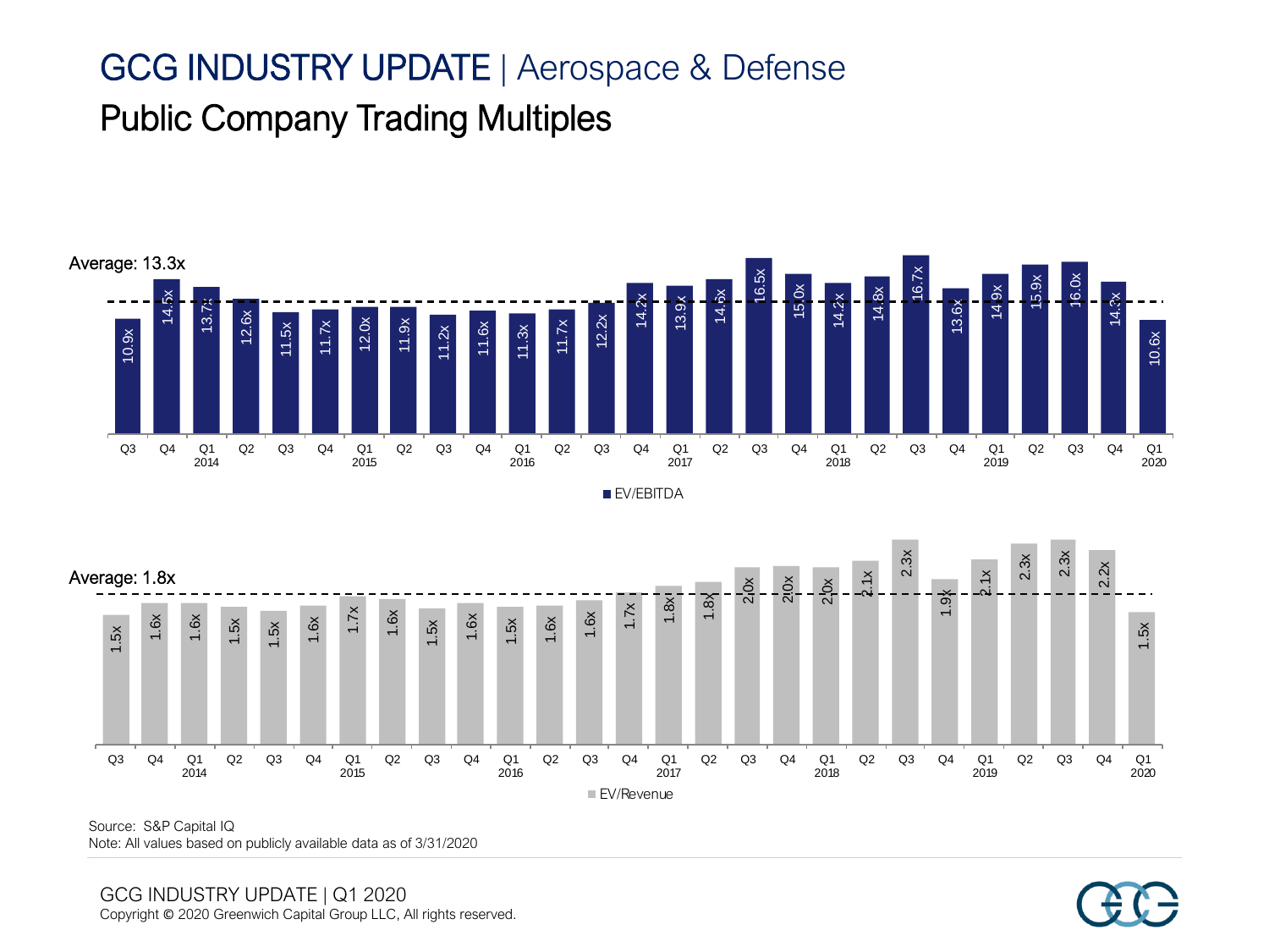# GCG INDUSTRY UPDATE | Aerospace & Defense

## Public Company Trading Multiples

**EV/EBITDA** (Average: 13.3x)

| Quarter | EV/EBITDA |
| --- | --- |
| Q3 2013 | 10.9x |
| Q4 2013 | 14.5x |
| Q1 2014 | 13.7x |
| Q2 2014 | 12.6x |
| Q3 2014 | 11.5x |
| Q4 2014 | 11.7x |
| Q1 2015 | 12.0x |
| Q2 2015 | 11.9x |
| Q3 2015 | 11.2x |
| Q4 2015 | 11.6x |
| Q1 2016 | 11.3x |
| Q2 2016 | 11.7x |
| Q3 2016 | 12.2x |
| Q4 2016 | 14.2x |
| Q1 2017 | 13.9x |
| Q2 2017 | 14.6x |
| Q3 2017 | 16.5x |
| Q4 2017 | 15.0x |
| Q1 2018 | 14.2x |
| Q2 2018 | 14.8x |
| Q3 2018 | 16.7x |
| Q4 2018 | 13.6x |
| Q1 2019 | 14.9x |
| Q2 2019 | 15.9x |
| Q3 2019 | 16.0x |
| Q4 2019 | 14.3x |
| Q1 2020 | 10.6x |

**EV/Revenue** (Average: 1.8x)

| Quarter | EV/Revenue |
| --- | --- |
| Q3 2013 | 1.5x |
| Q4 2013 | 1.6x |
| Q1 2014 | 1.6x |
| Q2 2014 | 1.5x |
| Q3 2014 | 1.5x |
| Q4 2014 | 1.6x |
| Q1 2015 | 1.7x |
| Q2 2015 | 1.6x |
| Q3 2015 | 1.5x |
| Q4 2015 | 1.6x |
| Q1 2016 | 1.5x |
| Q2 2016 | 1.6x |
| Q3 2016 | 1.6x |
| Q4 2016 | 1.7x |
| Q1 2017 | 1.8x |
| Q2 2017 | 1.8x |
| Q3 2017 | 2.0x |
| Q4 2017 | 2.0x |
| Q1 2018 | 2.0x |
| Q2 2018 | 2.1x |
| Q3 2018 | 2.3x |
| Q4 2018 | 1.9x |
| Q1 2019 | 2.1x |
| Q2 2019 | 2.3x |
| Q3 2019 | 2.3x |
| Q4 2019 | 2.2x |
| Q1 2020 | 1.5x |

Source: S&P Capital IQ
Note: All values based on publicly available data as of 3/31/2020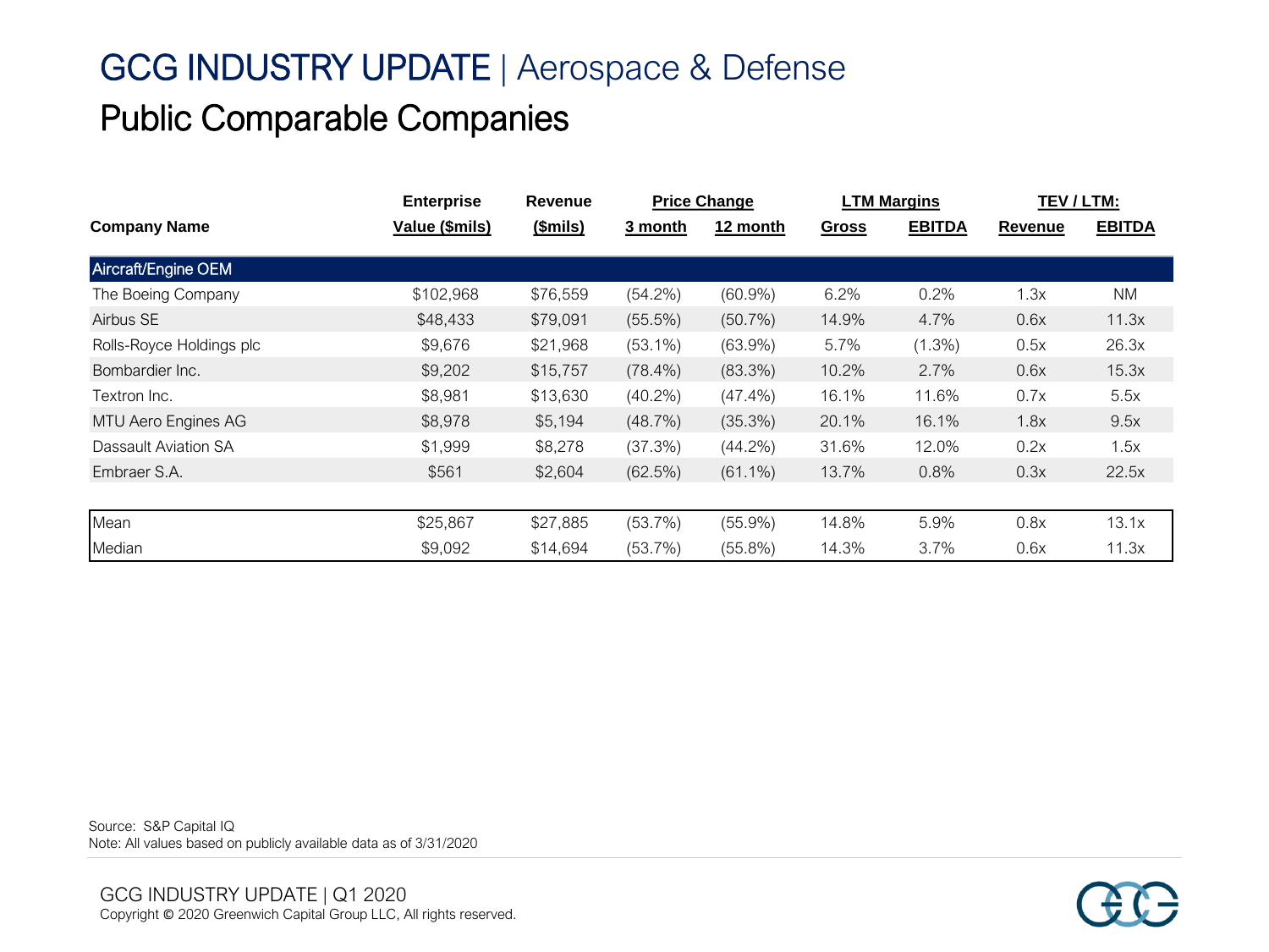# GCG INDUSTRY UPDATE | Aerospace & Defense

## Public Comparable Companies

| Company Name | Enterprise Value ($mils) | Revenue ($mils) | Price Change 3 month | Price Change 12 month | LTM Margins Gross | LTM Margins EBITDA | TEV / LTM: Revenue | TEV / LTM: EBITDA |
|---|---|---|---|---|---|---|---|---|
| **Aircraft/Engine OEM** | | | | | | | | |
| The Boeing Company | $102,968 | $76,559 | (54.2%) | (60.9%) | 6.2% | 0.2% | 1.3x | NM |
| Airbus SE | $48,433 | $79,091 | (55.5%) | (50.7%) | 14.9% | 4.7% | 0.6x | 11.3x |
| Rolls-Royce Holdings plc | $9,676 | $21,968 | (53.1%) | (63.9%) | 5.7% | (1.3%) | 0.5x | 26.3x |
| Bombardier Inc. | $9,202 | $15,757 | (78.4%) | (83.3%) | 10.2% | 2.7% | 0.6x | 15.3x |
| Textron Inc. | $8,981 | $13,630 | (40.2%) | (47.4%) | 16.1% | 11.6% | 0.7x | 5.5x |
| MTU Aero Engines AG | $8,978 | $5,194 | (48.7%) | (35.3%) | 20.1% | 16.1% | 1.8x | 9.5x |
| Dassault Aviation SA | $1,999 | $8,278 | (37.3%) | (44.2%) | 31.6% | 12.0% | 0.2x | 1.5x |
| Embraer S.A. | $561 | $2,604 | (62.5%) | (61.1%) | 13.7% | 0.8% | 0.3x | 22.5x |
| Mean | $25,867 | $27,885 | (53.7%) | (55.9%) | 14.8% | 5.9% | 0.8x | 13.1x |
| Median | $9,092 | $14,694 | (53.7%) | (55.8%) | 14.3% | 3.7% | 0.6x | 11.3x |

Source: S&P Capital IQ
Note: All values based on publicly available data as of 3/31/2020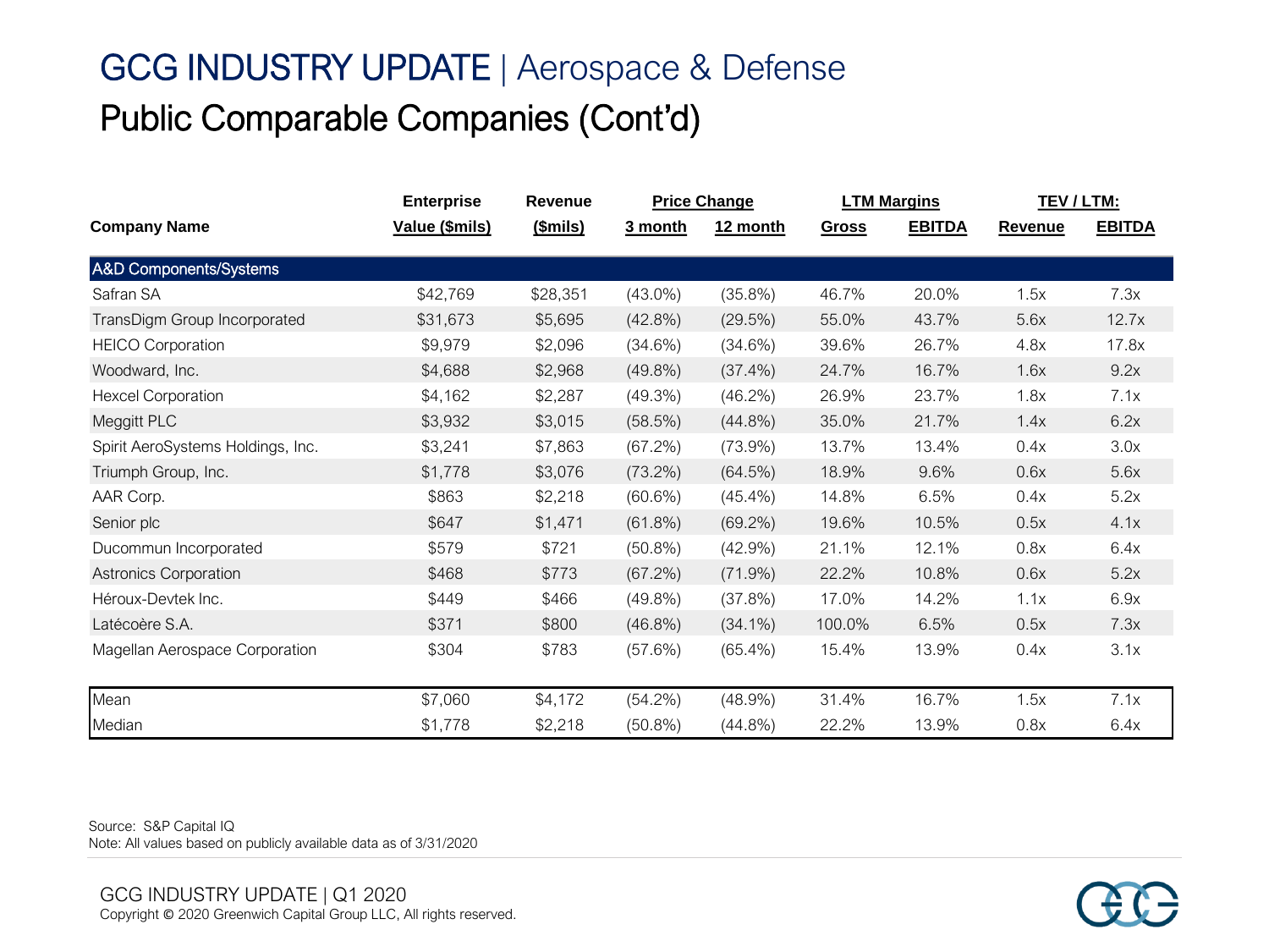# GCG INDUSTRY UPDATE | Aerospace & Defense

## Public Comparable Companies (Cont'd)

| Company Name | Enterprise Value ($mils) | Revenue ($mils) | Price Change | | LTM Margins | | TEV / LTM: | |
|---|---|---|---|---|---|---|---|---|
| | | | 3 month | 12 month | Gross | EBITDA | Revenue | EBITDA |
| **A&D Components/Systems** | | | | | | | | |
| Safran SA | $42,769 | $28,351 | (43.0%) | (35.8%) | 46.7% | 20.0% | 1.5x | 7.3x |
| TransDigm Group Incorporated | $31,673 | $5,695 | (42.8%) | (29.5%) | 55.0% | 43.7% | 5.6x | 12.7x |
| HEICO Corporation | $9,979 | $2,096 | (34.6%) | (34.6%) | 39.6% | 26.7% | 4.8x | 17.8x |
| Woodward, Inc. | $4,688 | $2,968 | (49.8%) | (37.4%) | 24.7% | 16.7% | 1.6x | 9.2x |
| Hexcel Corporation | $4,162 | $2,287 | (49.3%) | (46.2%) | 26.9% | 23.7% | 1.8x | 7.1x |
| Meggitt PLC | $3,932 | $3,015 | (58.5%) | (44.8%) | 35.0% | 21.7% | 1.4x | 6.2x |
| Spirit AeroSystems Holdings, Inc. | $3,241 | $7,863 | (67.2%) | (73.9%) | 13.7% | 13.4% | 0.4x | 3.0x |
| Triumph Group, Inc. | $1,778 | $3,076 | (73.2%) | (64.5%) | 18.9% | 9.6% | 0.6x | 5.6x |
| AAR Corp. | $863 | $2,218 | (60.6%) | (45.4%) | 14.8% | 6.5% | 0.4x | 5.2x |
| Senior plc | $647 | $1,471 | (61.8%) | (69.2%) | 19.6% | 10.5% | 0.5x | 4.1x |
| Ducommun Incorporated | $579 | $721 | (50.8%) | (42.9%) | 21.1% | 12.1% | 0.8x | 6.4x |
| Astronics Corporation | $468 | $773 | (67.2%) | (71.9%) | 22.2% | 10.8% | 0.6x | 5.2x |
| Héroux-Devtek Inc. | $449 | $466 | (49.8%) | (37.8%) | 17.0% | 14.2% | 1.1x | 6.9x |
| Latécoère S.A. | $371 | $800 | (46.8%) | (34.1%) | 100.0% | 6.5% | 0.5x | 7.3x |
| Magellan Aerospace Corporation | $304 | $783 | (57.6%) | (65.4%) | 15.4% | 13.9% | 0.4x | 3.1x |
| Mean | $7,060 | $4,172 | (54.2%) | (48.9%) | 31.4% | 16.7% | 1.5x | 7.1x |
| Median | $1,778 | $2,218 | (50.8%) | (44.8%) | 22.2% | 13.9% | 0.8x | 6.4x |

Source: S&P Capital IQ
Note: All values based on publicly available data as of 3/31/2020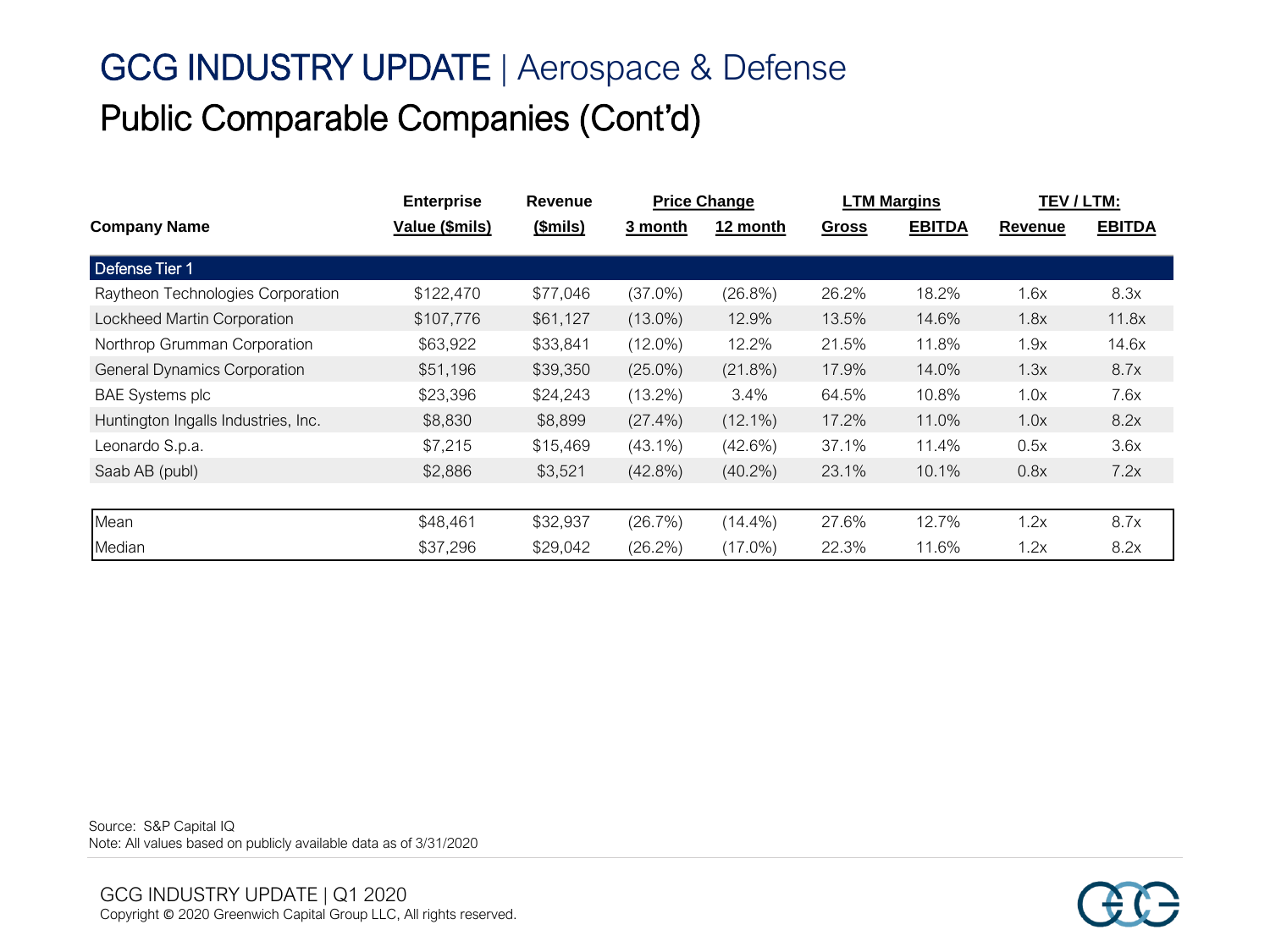# GCG INDUSTRY UPDATE | Aerospace & Defense

## Public Comparable Companies (Cont'd)

| Company Name | Enterprise Value ($mils) | Revenue ($mils) | Price Change | | LTM Margins | | TEV / LTM: | |
|---|---|---|---|---|---|---|---|---|
| | | | 3 month | 12 month | Gross | EBITDA | Revenue | EBITDA |
| **Defense Tier 1** | | | | | | | | |
| Raytheon Technologies Corporation | $122,470 | $77,046 | (37.0%) | (26.8%) | 26.2% | 18.2% | 1.6x | 8.3x |
| Lockheed Martin Corporation | $107,776 | $61,127 | (13.0%) | 12.9% | 13.5% | 14.6% | 1.8x | 11.8x |
| Northrop Grumman Corporation | $63,922 | $33,841 | (12.0%) | 12.2% | 21.5% | 11.8% | 1.9x | 14.6x |
| General Dynamics Corporation | $51,196 | $39,350 | (25.0%) | (21.8%) | 17.9% | 14.0% | 1.3x | 8.7x |
| BAE Systems plc | $23,396 | $24,243 | (13.2%) | 3.4% | 64.5% | 10.8% | 1.0x | 7.6x |
| Huntington Ingalls Industries, Inc. | $8,830 | $8,899 | (27.4%) | (12.1%) | 17.2% | 11.0% | 1.0x | 8.2x |
| Leonardo S.p.a. | $7,215 | $15,469 | (43.1%) | (42.6%) | 37.1% | 11.4% | 0.5x | 3.6x |
| Saab AB (publ) | $2,886 | $3,521 | (42.8%) | (40.2%) | 23.1% | 10.1% | 0.8x | 7.2x |
| Mean | $48,461 | $32,937 | (26.7%) | (14.4%) | 27.6% | 12.7% | 1.2x | 8.7x |
| Median | $37,296 | $29,042 | (26.2%) | (17.0%) | 22.3% | 11.6% | 1.2x | 8.2x |

Source: S&P Capital IQ
Note: All values based on publicly available data as of 3/31/2020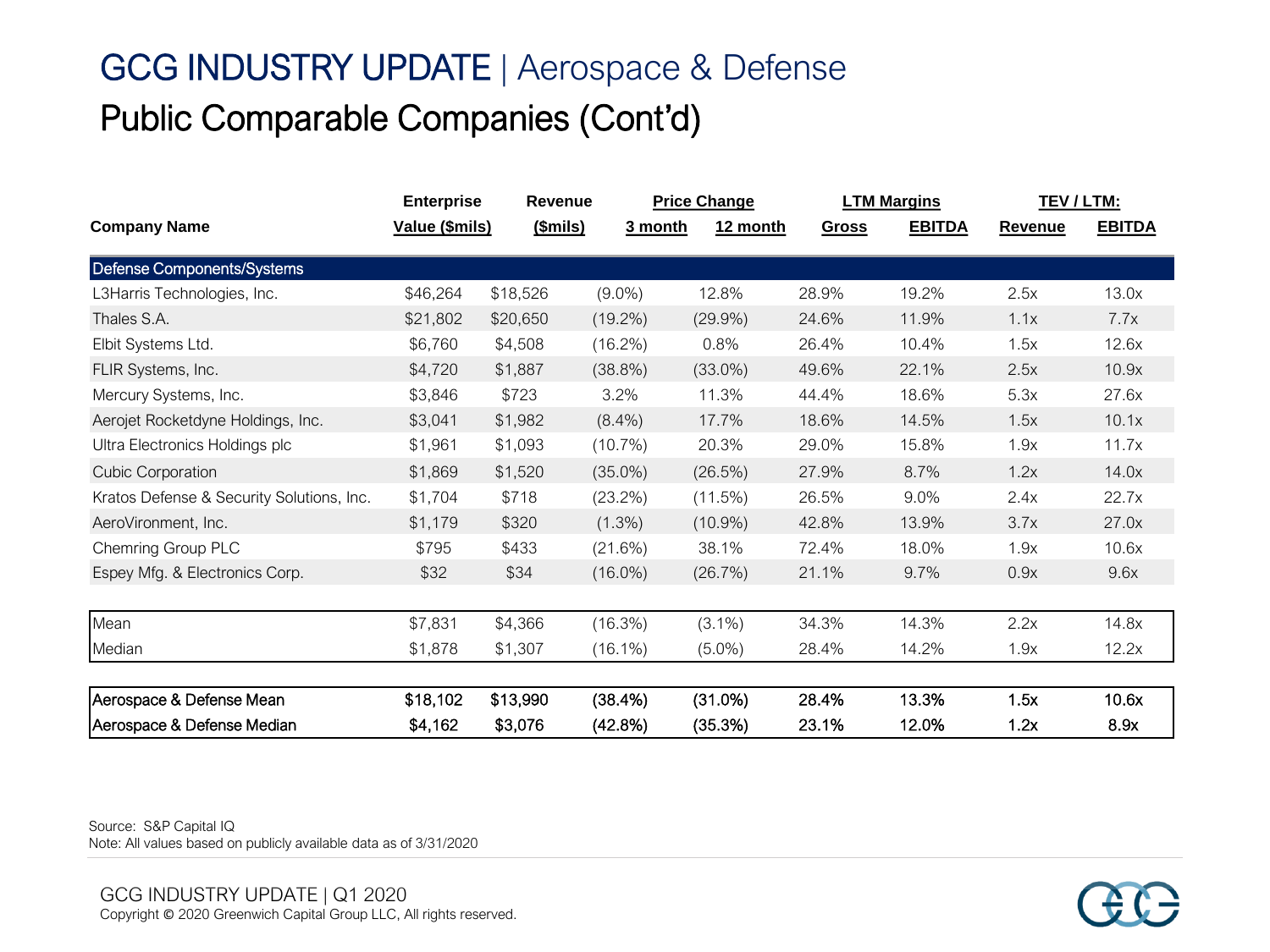# GCG INDUSTRY UPDATE | Aerospace & Defense

## Public Comparable Companies (Cont'd)

| Company Name | Enterprise Value ($mils) | Revenue ($mils) | Price Change 3 month | Price Change 12 month | LTM Margins Gross | LTM Margins EBITDA | TEV / LTM: Revenue | TEV / LTM: EBITDA |
|---|---|---|---|---|---|---|---|---|
| **Defense Components/Systems** | | | | | | | | |
| L3Harris Technologies, Inc. | $46,264 | $18,526 | (9.0%) | 12.8% | 28.9% | 19.2% | 2.5x | 13.0x |
| Thales S.A. | $21,802 | $20,650 | (19.2%) | (29.9%) | 24.6% | 11.9% | 1.1x | 7.7x |
| Elbit Systems Ltd. | $6,760 | $4,508 | (16.2%) | 0.8% | 26.4% | 10.4% | 1.5x | 12.6x |
| FLIR Systems, Inc. | $4,720 | $1,887 | (38.8%) | (33.0%) | 49.6% | 22.1% | 2.5x | 10.9x |
| Mercury Systems, Inc. | $3,846 | $723 | 3.2% | 11.3% | 44.4% | 18.6% | 5.3x | 27.6x |
| Aerojet Rocketdyne Holdings, Inc. | $3,041 | $1,982 | (8.4%) | 17.7% | 18.6% | 14.5% | 1.5x | 10.1x |
| Ultra Electronics Holdings plc | $1,961 | $1,093 | (10.7%) | 20.3% | 29.0% | 15.8% | 1.9x | 11.7x |
| Cubic Corporation | $1,869 | $1,520 | (35.0%) | (26.5%) | 27.9% | 8.7% | 1.2x | 14.0x |
| Kratos Defense & Security Solutions, Inc. | $1,704 | $718 | (23.2%) | (11.5%) | 26.5% | 9.0% | 2.4x | 22.7x |
| AeroVironment, Inc. | $1,179 | $320 | (1.3%) | (10.9%) | 42.8% | 13.9% | 3.7x | 27.0x |
| Chemring Group PLC | $795 | $433 | (21.6%) | 38.1% | 72.4% | 18.0% | 1.9x | 10.6x |
| Espey Mfg. & Electronics Corp. | $32 | $34 | (16.0%) | (26.7%) | 21.1% | 9.7% | 0.9x | 9.6x |
| Mean | $7,831 | $4,366 | (16.3%) | (3.1%) | 34.3% | 14.3% | 2.2x | 14.8x |
| Median | $1,878 | $1,307 | (16.1%) | (5.0%) | 28.4% | 14.2% | 1.9x | 12.2x |
| **Aerospace & Defense Mean** | **$18,102** | **$13,990** | **(38.4%)** | **(31.0%)** | **28.4%** | **13.3%** | **1.5x** | **10.6x** |
| **Aerospace & Defense Median** | **$4,162** | **$3,076** | **(42.8%)** | **(35.3%)** | **23.1%** | **12.0%** | **1.2x** | **8.9x** |

Source: S&P Capital IQ
Note: All values based on publicly available data as of 3/31/2020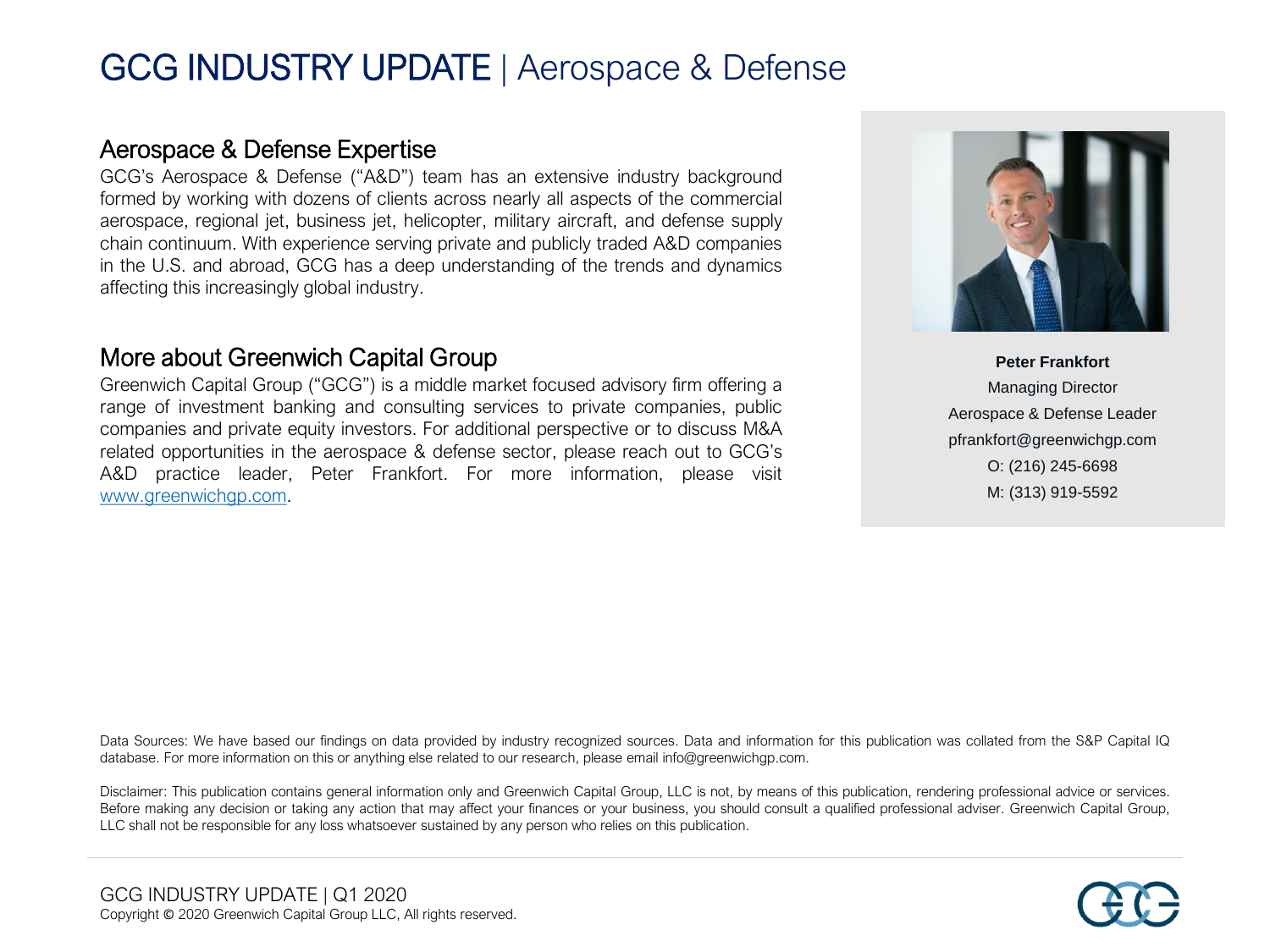# GCG INDUSTRY UPDATE | Aerospace & Defense

## Aerospace & Defense Expertise

GCG's Aerospace & Defense ("A&D") team has an extensive industry background formed by working with dozens of clients across nearly all aspects of the commercial aerospace, regional jet, business jet, helicopter, military aircraft, and defense supply chain continuum. With experience serving private and publicly traded A&D companies in the U.S. and abroad, GCG has a deep understanding of the trends and dynamics affecting this increasingly global industry.

## More about Greenwich Capital Group

Greenwich Capital Group ("GCG") is a middle market focused advisory firm offering a range of investment banking and consulting services to private companies, public companies and private equity investors. For additional perspective or to discuss M&A related opportunities in the aerospace & defense sector, please reach out to GCG's A&D practice leader, Peter Frankfort. For more information, please visit www.greenwichgp.com.

**Peter Frankfort**
Managing Director
Aerospace & Defense Leader
pfrankfort@greenwichgp.com
O: (216) 245-6698
M: (313) 919-5592

Data Sources: We have based our findings on data provided by industry recognized sources. Data and information for this publication was collated from the S&P Capital IQ database. For more information on this or anything else related to our research, please email info@greenwichgp.com.

Disclaimer: This publication contains general information only and Greenwich Capital Group, LLC is not, by means of this publication, rendering professional advice or services. Before making any decision or taking any action that may affect your finances or your business, you should consult a qualified professional adviser. Greenwich Capital Group, LLC shall not be responsible for any loss whatsoever sustained by any person who relies on this publication.

GCG INDUSTRY UPDATE | Q1 2020
Copyright © 2020 Greenwich Capital Group LLC, All rights reserved.